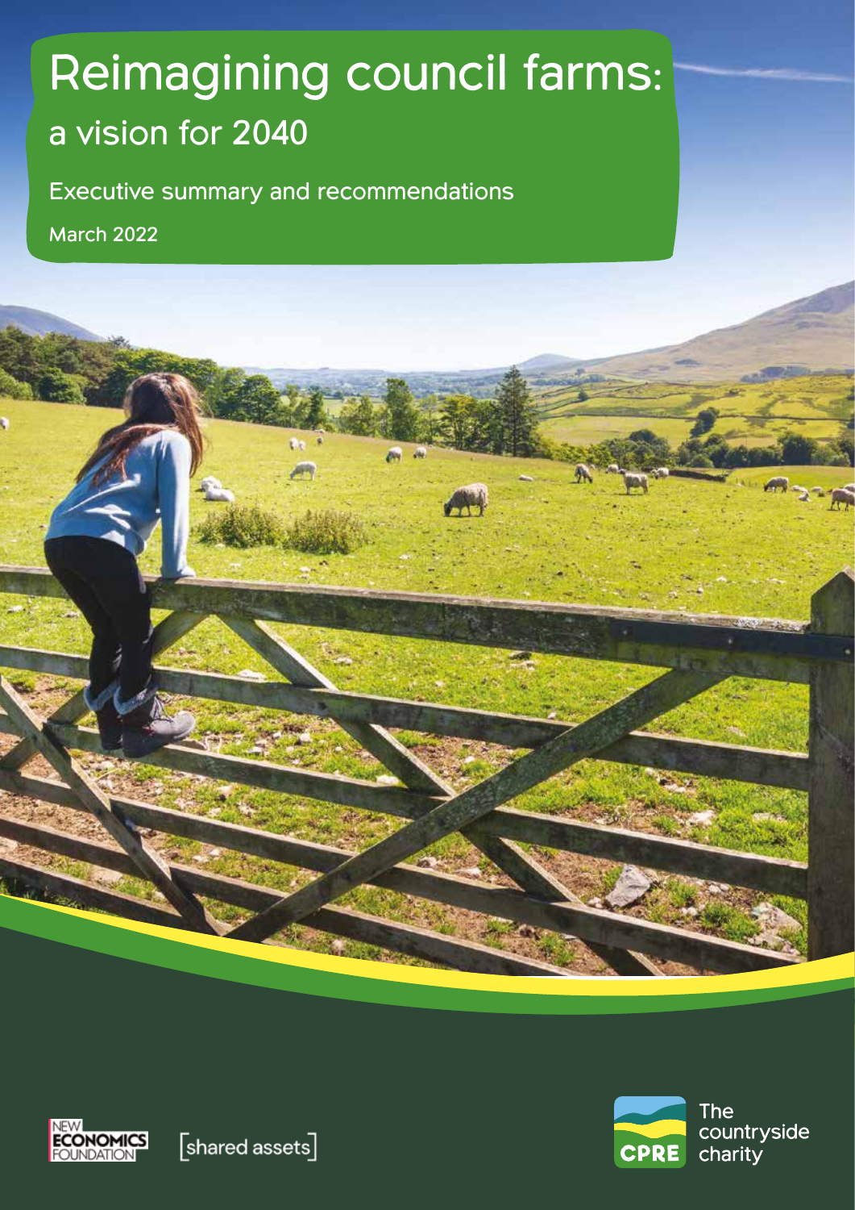# Reimagining council farms:

## a vision for 2040

Executive summary and recommendations

March 2022

NEW ECONOMICS FOUNDATION

[shared assets]

CPRE The countryside charity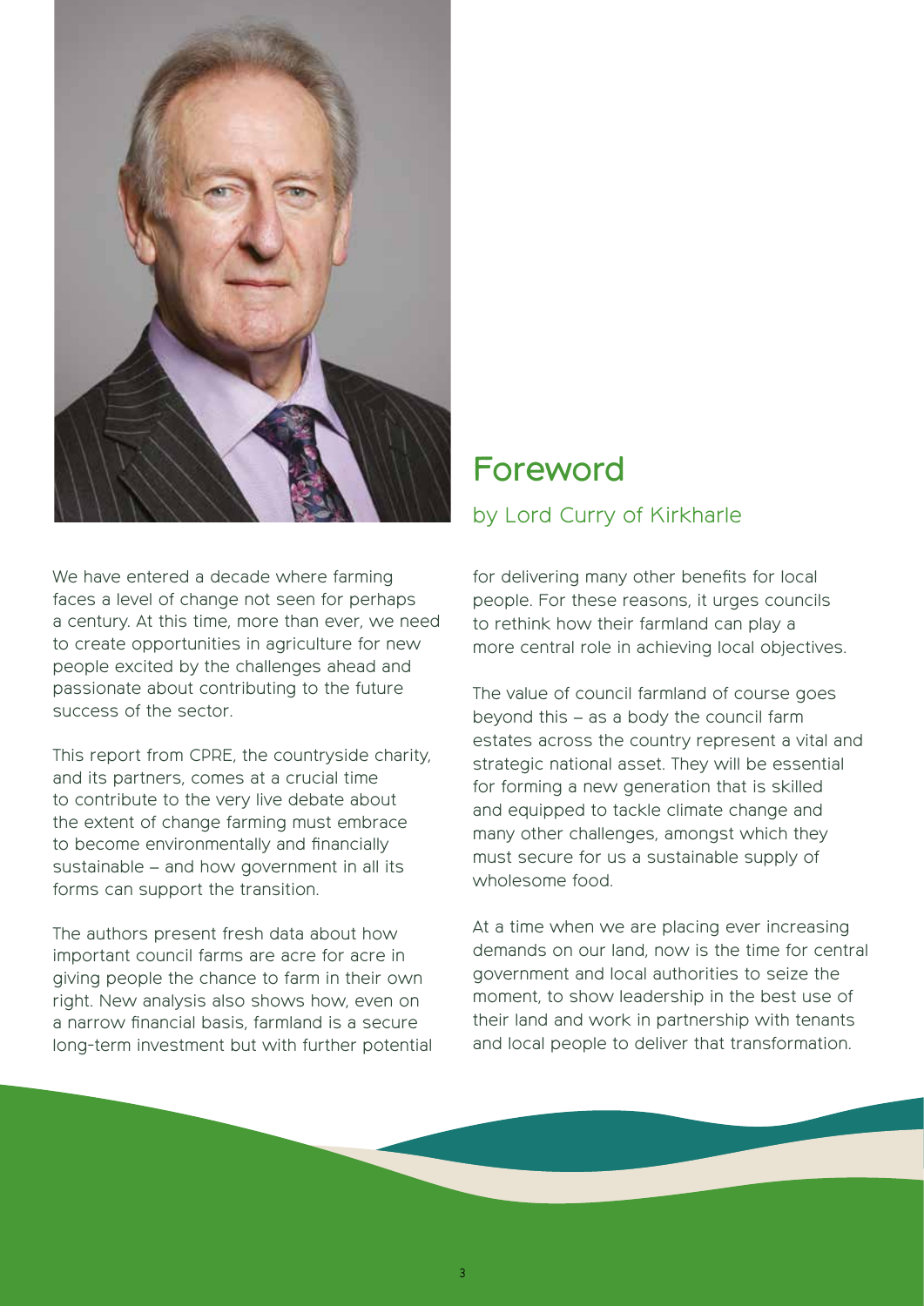## Foreword

### by Lord Curry of Kirkharle

We have entered a decade where farming faces a level of change not seen for perhaps a century. At this time, more than ever, we need to create opportunities in agriculture for new people excited by the challenges ahead and passionate about contributing to the future success of the sector.

This report from CPRE, the countryside charity, and its partners, comes at a crucial time to contribute to the very live debate about the extent of change farming must embrace to become environmentally and financially sustainable – and how government in all its forms can support the transition.

The authors present fresh data about how important council farms are acre for acre in giving people the chance to farm in their own right. New analysis also shows how, even on a narrow financial basis, farmland is a secure long-term investment but with further potential for delivering many other benefits for local people. For these reasons, it urges councils to rethink how their farmland can play a more central role in achieving local objectives.

The value of council farmland of course goes beyond this – as a body the council farm estates across the country represent a vital and strategic national asset. They will be essential for forming a new generation that is skilled and equipped to tackle climate change and many other challenges, amongst which they must secure for us a sustainable supply of wholesome food.

At a time when we are placing ever increasing demands on our land, now is the time for central government and local authorities to seize the moment, to show leadership in the best use of their land and work in partnership with tenants and local people to deliver that transformation.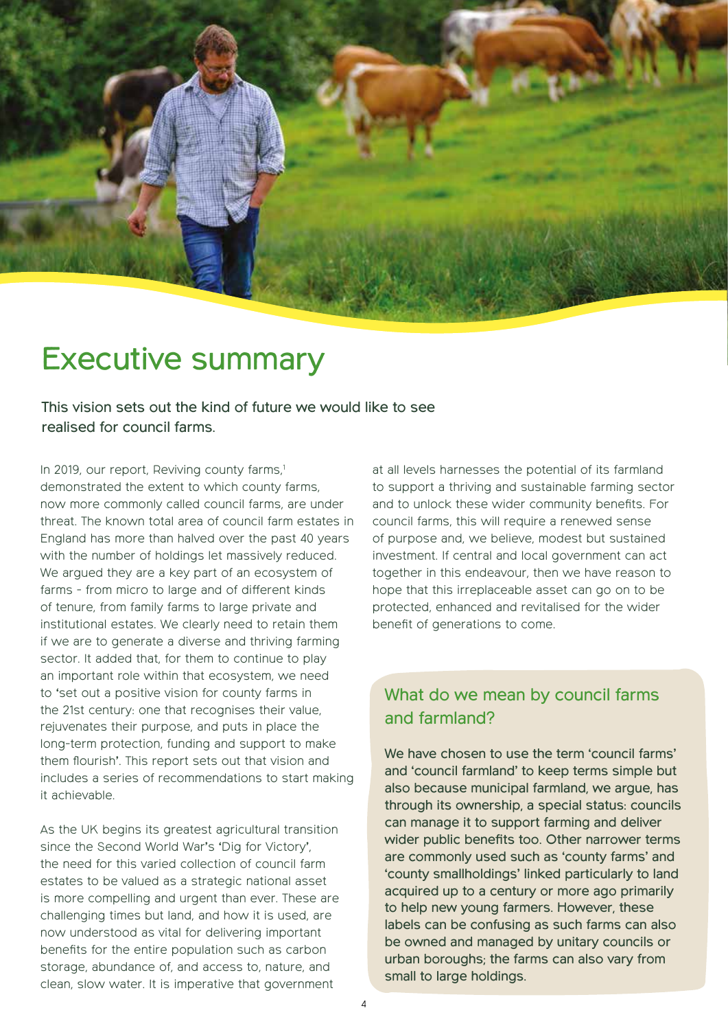# Executive summary

This vision sets out the kind of future we would like to see realised for council farms.

In 2019, our report, Reviving county farms,[1] demonstrated the extent to which county farms, now more commonly called council farms, are under threat. The known total area of council farm estates in England has more than halved over the past 40 years with the number of holdings let massively reduced. We argued they are a key part of an ecosystem of farms - from micro to large and of different kinds of tenure, from family farms to large private and institutional estates. We clearly need to retain them if we are to generate a diverse and thriving farming sector. It added that, for them to continue to play an important role within that ecosystem, we need to 'set out a positive vision for county farms in the 21st century: one that recognises their value, rejuvenates their purpose, and puts in place the long-term protection, funding and support to make them flourish'. This report sets out that vision and includes a series of recommendations to start making it achievable.

As the UK begins its greatest agricultural transition since the Second World War's 'Dig for Victory', the need for this varied collection of council farm estates to be valued as a strategic national asset is more compelling and urgent than ever. These are challenging times but land, and how it is used, are now understood as vital for delivering important benefits for the entire population such as carbon storage, abundance of, and access to, nature, and clean, slow water. It is imperative that government at all levels harnesses the potential of its farmland to support a thriving and sustainable farming sector and to unlock these wider community benefits. For council farms, this will require a renewed sense of purpose and, we believe, modest but sustained investment. If central and local government can act together in this endeavour, then we have reason to hope that this irreplaceable asset can go on to be protected, enhanced and revitalised for the wider benefit of generations to come.

## What do we mean by council farms and farmland?

We have chosen to use the term 'council farms' and 'council farmland' to keep terms simple but also because municipal farmland, we argue, has through its ownership, a special status: councils can manage it to support farming and deliver wider public benefits too. Other narrower terms are commonly used such as 'county farms' and 'county smallholdings' linked particularly to land acquired up to a century or more ago primarily to help new young farmers. However, these labels can be confusing as such farms can also be owned and managed by unitary councils or urban boroughs; the farms can also vary from small to large holdings.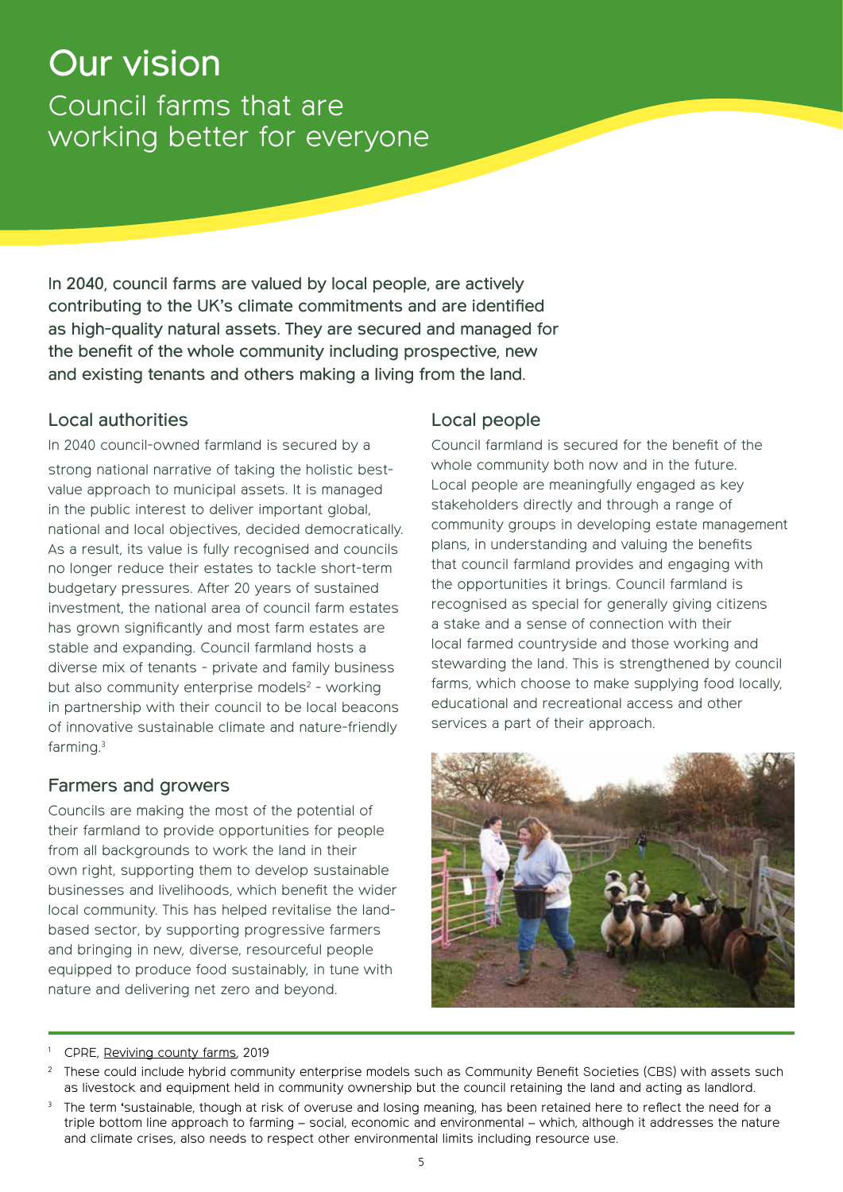# Our vision

## Council farms that are working better for everyone

**In 2040, council farms are valued by local people, are actively contributing to the UK's climate commitments and are identified as high-quality natural assets. They are secured and managed for the benefit of the whole community including prospective, new and existing tenants and others making a living from the land.**

### Local authorities

In 2040 council-owned farmland is secured by a strong national narrative of taking the holistic best-value approach to municipal assets. It is managed in the public interest to deliver important global, national and local objectives, decided democratically. As a result, its value is fully recognised and councils no longer reduce their estates to tackle short-term budgetary pressures. After 20 years of sustained investment, the national area of council farm estates has grown significantly and most farm estates are stable and expanding. Council farmland hosts a diverse mix of tenants - private and family business but also community enterprise models[2] - working in partnership with their council to be local beacons of innovative sustainable climate and nature-friendly farming.[3]

### Farmers and growers

Councils are making the most of the potential of their farmland to provide opportunities for people from all backgrounds to work the land in their own right, supporting them to develop sustainable businesses and livelihoods, which benefit the wider local community. This has helped revitalise the land-based sector, by supporting progressive farmers and bringing in new, diverse, resourceful people equipped to produce food sustainably, in tune with nature and delivering net zero and beyond.

### Local people

Council farmland is secured for the benefit of the whole community both now and in the future. Local people are meaningfully engaged as key stakeholders directly and through a range of community groups in developing estate management plans, in understanding and valuing the benefits that council farmland provides and engaging with the opportunities it brings. Council farmland is recognised as special for generally giving citizens a stake and a sense of connection with their local farmed countryside and those working and stewarding the land. This is strengthened by council farms, which choose to make supplying food locally, educational and recreational access and other services a part of their approach.

---

[1] CPRE, Reviving county farms, 2019

[2] These could include hybrid community enterprise models such as Community Benefit Societies (CBS) with assets such as livestock and equipment held in community ownership but the council retaining the land and acting as landlord.

[3] The term 'sustainable, though at risk of overuse and losing meaning, has been retained here to reflect the need for a triple bottom line approach to farming – social, economic and environmental – which, although it addresses the nature and climate crises, also needs to respect other environmental limits including resource use.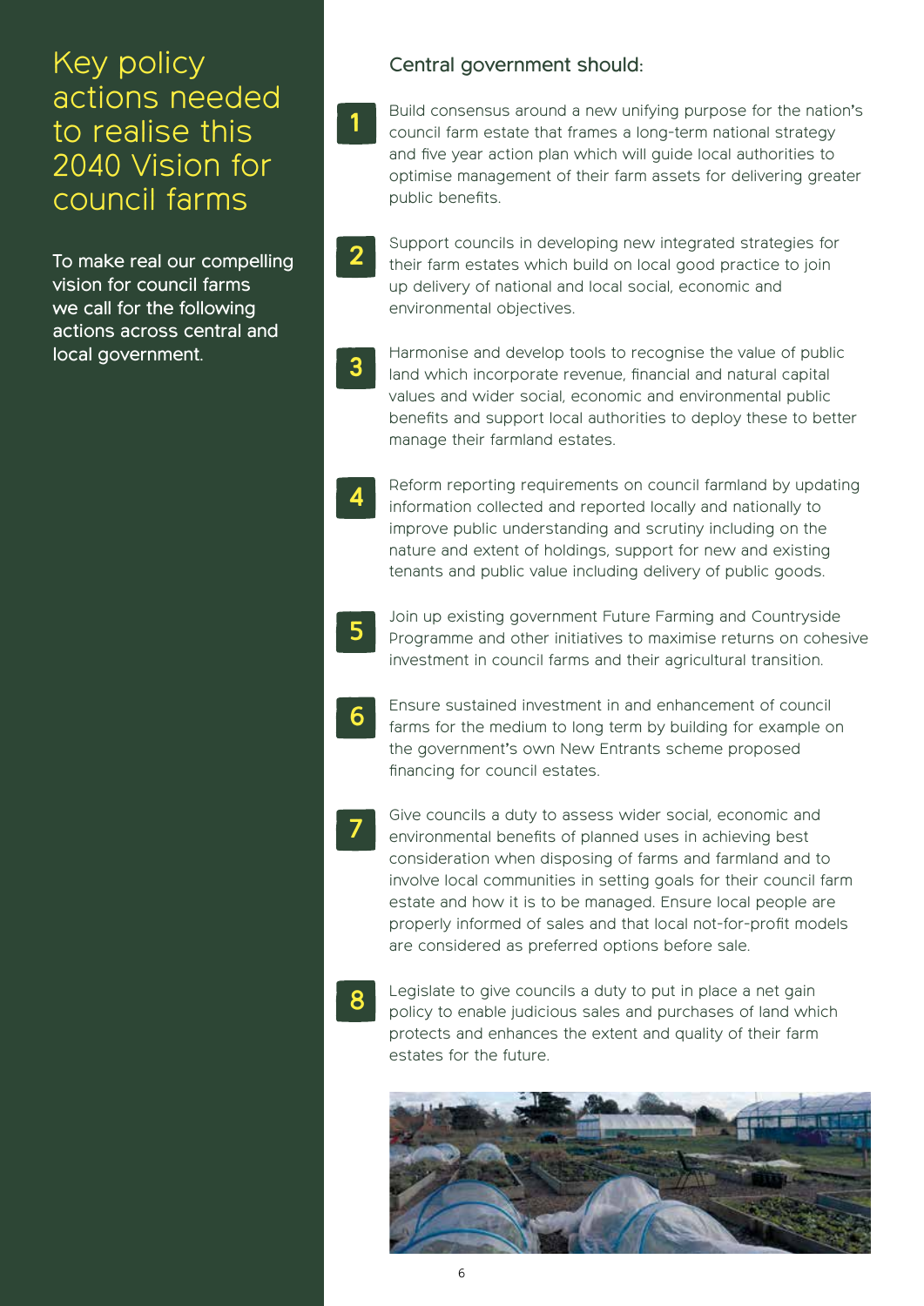# Key policy actions needed to realise this 2040 Vision for council farms

To make real our compelling vision for council farms we call for the following actions across central and local government.

## Central government should:

1. Build consensus around a new unifying purpose for the nation's council farm estate that frames a long-term national strategy and five year action plan which will guide local authorities to optimise management of their farm assets for delivering greater public benefits.

2. Support councils in developing new integrated strategies for their farm estates which build on local good practice to join up delivery of national and local social, economic and environmental objectives.

3. Harmonise and develop tools to recognise the value of public land which incorporate revenue, financial and natural capital values and wider social, economic and environmental public benefits and support local authorities to deploy these to better manage their farmland estates.

4. Reform reporting requirements on council farmland by updating information collected and reported locally and nationally to improve public understanding and scrutiny including on the nature and extent of holdings, support for new and existing tenants and public value including delivery of public goods.

5. Join up existing government Future Farming and Countryside Programme and other initiatives to maximise returns on cohesive investment in council farms and their agricultural transition.

6. Ensure sustained investment in and enhancement of council farms for the medium to long term by building for example on the government's own New Entrants scheme proposed financing for council estates.

7. Give councils a duty to assess wider social, economic and environmental benefits of planned uses in achieving best consideration when disposing of farms and farmland and to involve local communities in setting goals for their council farm estate and how it is to be managed. Ensure local people are properly informed of sales and that local not-for-profit models are considered as preferred options before sale.

8. Legislate to give councils a duty to put in place a net gain policy to enable judicious sales and purchases of land which protects and enhances the extent and quality of their farm estates for the future.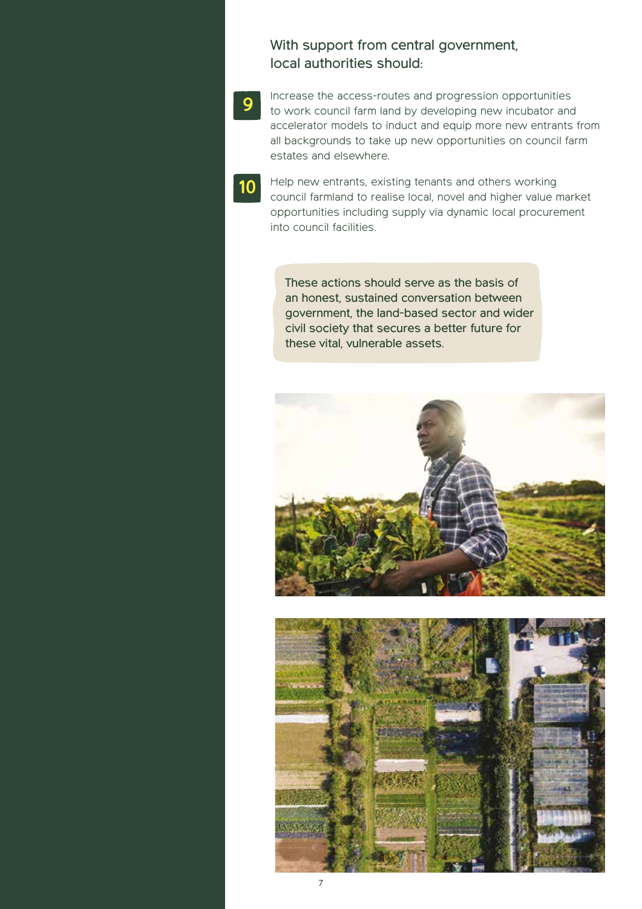### With support from central government, local authorities should:

**9** Increase the access-routes and progression opportunities to work council farm land by developing new incubator and accelerator models to induct and equip more new entrants from all backgrounds to take up new opportunities on council farm estates and elsewhere.

**10** Help new entrants, existing tenants and others working council farmland to realise local, novel and higher value market opportunities including supply via dynamic local procurement into council facilities.

> These actions should serve as the basis of an honest, sustained conversation between government, the land-based sector and wider civil society that secures a better future for these vital, vulnerable assets.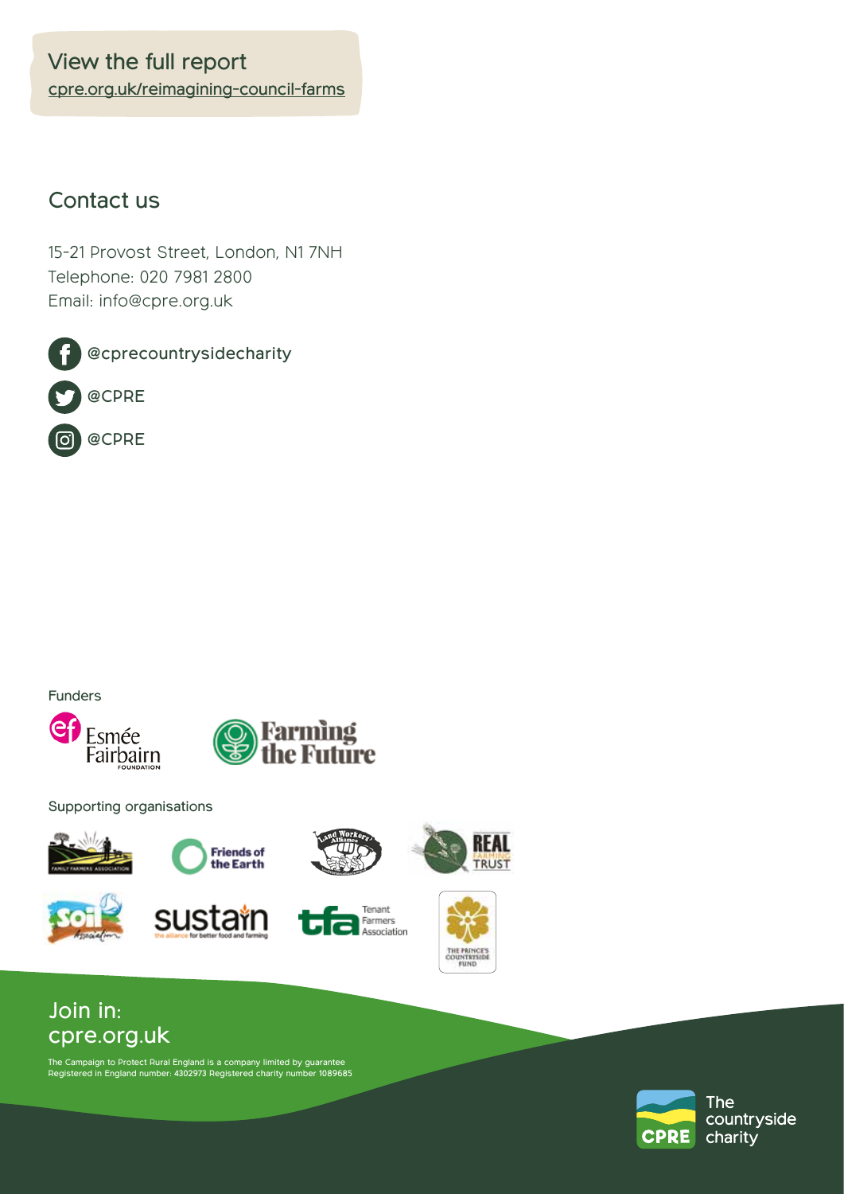## View the full report

cpre.org.uk/reimagining-council-farms

## Contact us

15-21 Provost Street, London, N1 7NH
Telephone: 020 7981 2800
Email: info@cpre.org.uk

@cprecountrysidecharity

@CPRE

@CPRE

Funders

Esmée Fairbairn Foundation

Farming the Future

Supporting organisations

Family Farmers' Association

Friends of the Earth

Landworkers' Alliance

Real Farming Trust

Soil Association

Sustain – the alliance for better food and farming

tfa Tenant Farmers Association

The Prince's Countryside Fund

Join in:
cpre.org.uk

The Campaign to Protect Rural England is a company limited by guarantee
Registered in England number: 4302973 Registered charity number 1089685

CPRE The countryside charity